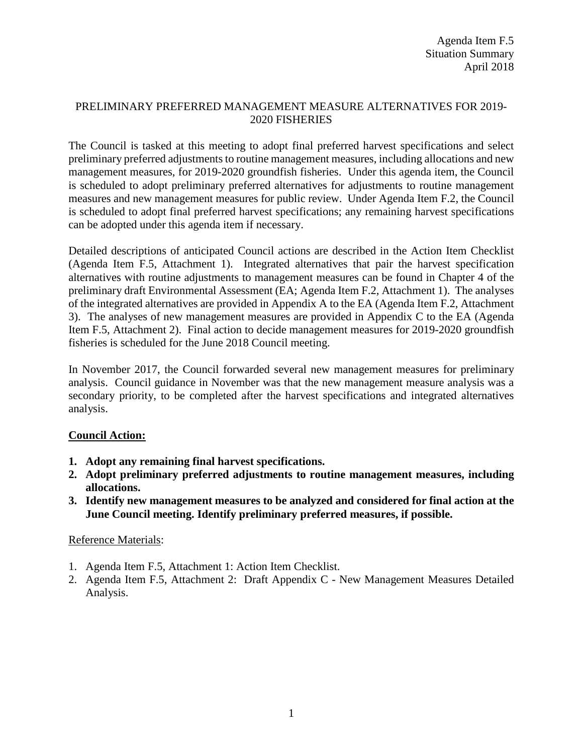Agenda Item F.5
Situation Summary
April 2018

# PRELIMINARY PREFERRED MANAGEMENT MEASURE ALTERNATIVES FOR 2019-2020 FISHERIES

The Council is tasked at this meeting to adopt final preferred harvest specifications and select preliminary preferred adjustments to routine management measures, including allocations and new management measures, for 2019-2020 groundfish fisheries. Under this agenda item, the Council is scheduled to adopt preliminary preferred alternatives for adjustments to routine management measures and new management measures for public review. Under Agenda Item F.2, the Council is scheduled to adopt final preferred harvest specifications; any remaining harvest specifications can be adopted under this agenda item if necessary.

Detailed descriptions of anticipated Council actions are described in the Action Item Checklist (Agenda Item F.5, Attachment 1). Integrated alternatives that pair the harvest specification alternatives with routine adjustments to management measures can be found in Chapter 4 of the preliminary draft Environmental Assessment (EA; Agenda Item F.2, Attachment 1). The analyses of the integrated alternatives are provided in Appendix A to the EA (Agenda Item F.2, Attachment 3). The analyses of new management measures are provided in Appendix C to the EA (Agenda Item F.5, Attachment 2). Final action to decide management measures for 2019-2020 groundfish fisheries is scheduled for the June 2018 Council meeting.

In November 2017, the Council forwarded several new management measures for preliminary analysis. Council guidance in November was that the new management measure analysis was a secondary priority, to be completed after the harvest specifications and integrated alternatives analysis.

## Council Action:

1. **Adopt any remaining final harvest specifications.**
2. **Adopt preliminary preferred adjustments to routine management measures, including allocations.**
3. **Identify new management measures to be analyzed and considered for final action at the June Council meeting. Identify preliminary preferred measures, if possible.**

Reference Materials:

1. Agenda Item F.5, Attachment 1: Action Item Checklist.
2. Agenda Item F.5, Attachment 2: Draft Appendix C - New Management Measures Detailed Analysis.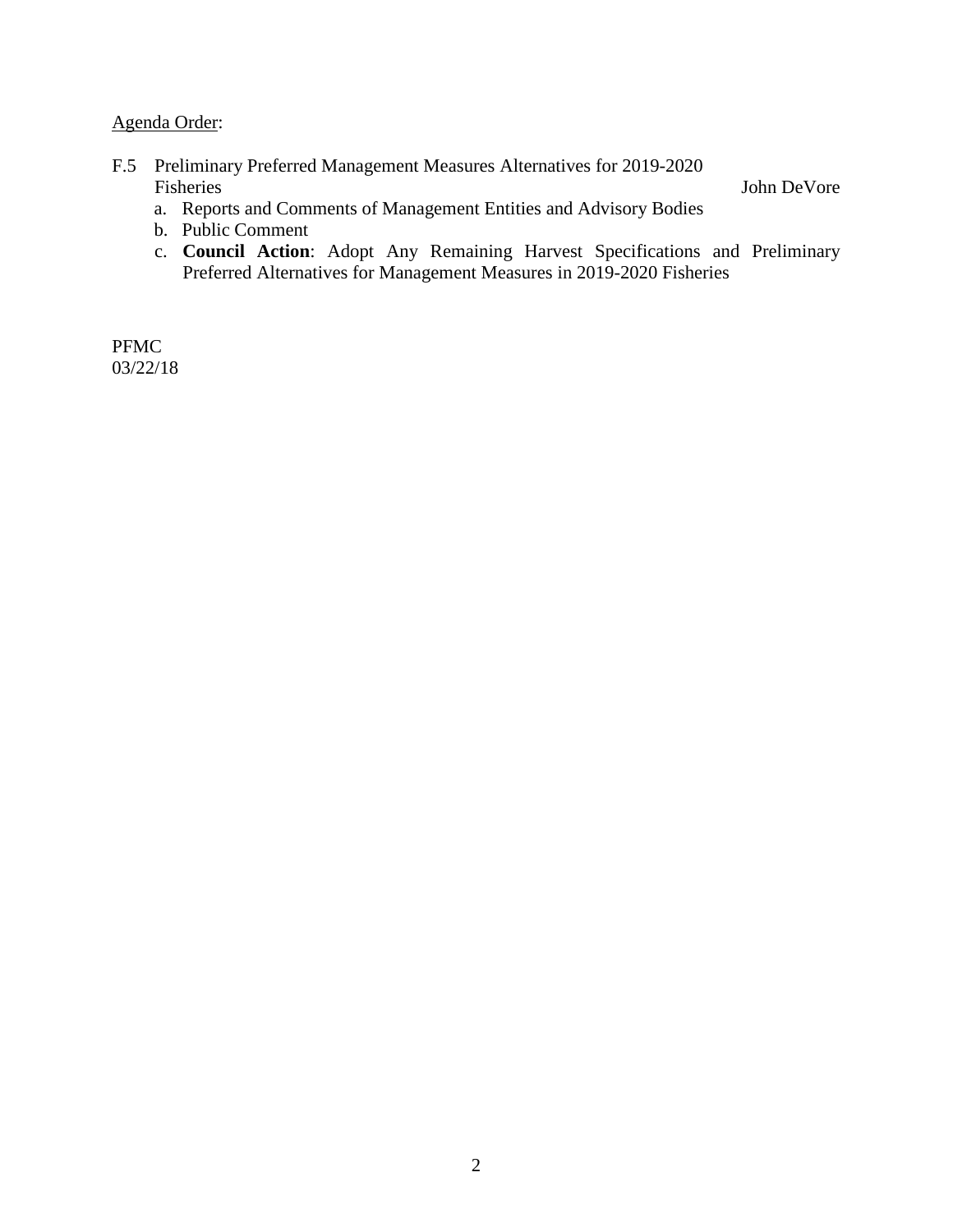Agenda Order:

F.5 Preliminary Preferred Management Measures Alternatives for 2019-2020 Fisheries — John DeVore

a. Reports and Comments of Management Entities and Advisory Bodies
b. Public Comment
c. **Council Action**: Adopt Any Remaining Harvest Specifications and Preliminary Preferred Alternatives for Management Measures in 2019-2020 Fisheries

PFMC
03/22/18